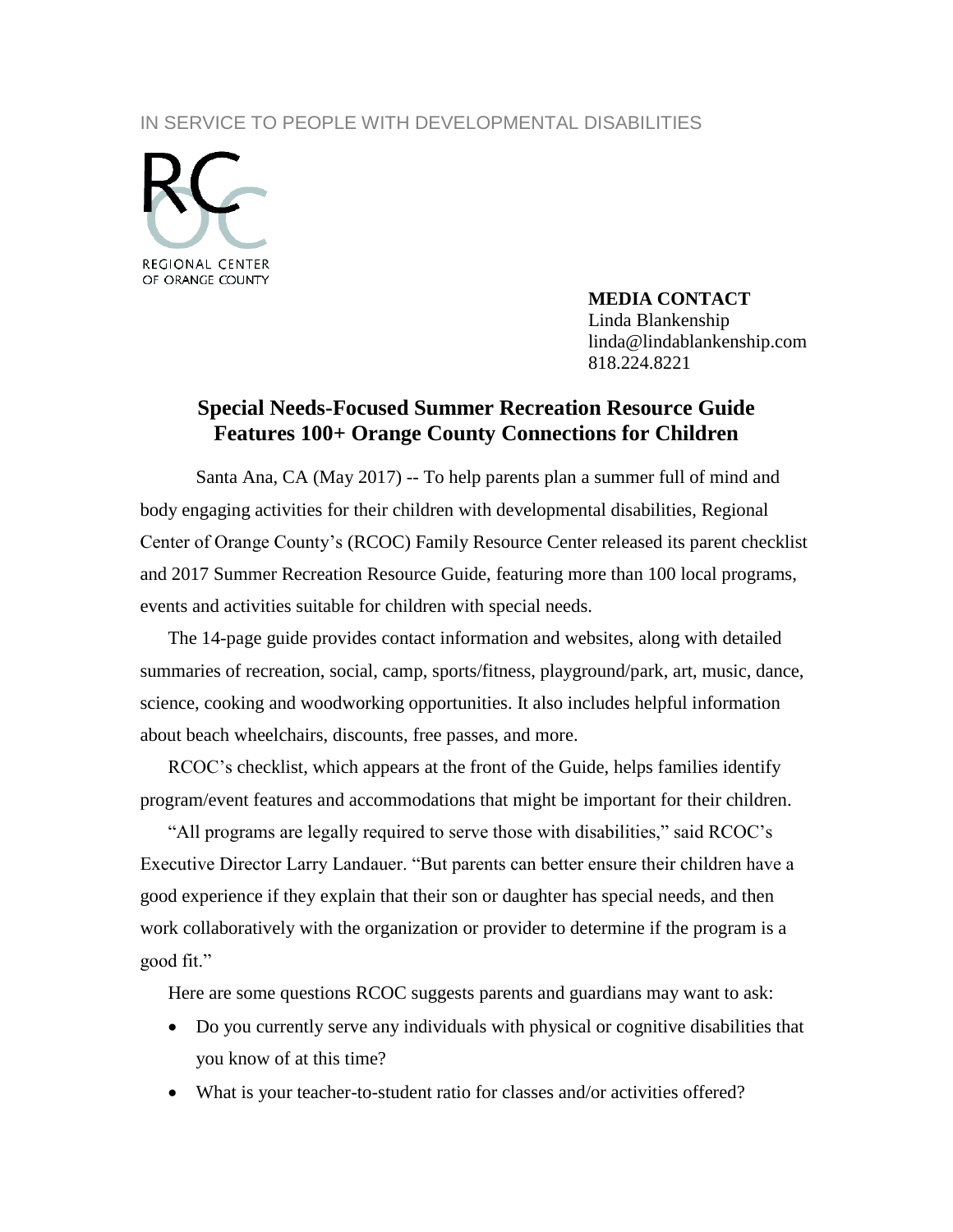IN SERVICE TO PEOPLE WITH DEVELOPMENTAL DISABILITIES

REGIONAL CENTER OF ORANGE COUNTY

**MEDIA CONTACT**
Linda Blankenship
linda@lindablankenship.com
818.224.8221

## Special Needs-Focused Summer Recreation Resource Guide Features 100+ Orange County Connections for Children

Santa Ana, CA (May 2017) -- To help parents plan a summer full of mind and body engaging activities for their children with developmental disabilities, Regional Center of Orange County's (RCOC) Family Resource Center released its parent checklist and 2017 Summer Recreation Resource Guide, featuring more than 100 local programs, events and activities suitable for children with special needs.

The 14-page guide provides contact information and websites, along with detailed summaries of recreation, social, camp, sports/fitness, playground/park, art, music, dance, science, cooking and woodworking opportunities. It also includes helpful information about beach wheelchairs, discounts, free passes, and more.

RCOC's checklist, which appears at the front of the Guide, helps families identify program/event features and accommodations that might be important for their children.

"All programs are legally required to serve those with disabilities," said RCOC's Executive Director Larry Landauer. "But parents can better ensure their children have a good experience if they explain that their son or daughter has special needs, and then work collaboratively with the organization or provider to determine if the program is a good fit."

Here are some questions RCOC suggests parents and guardians may want to ask:

- Do you currently serve any individuals with physical or cognitive disabilities that you know of at this time?
- What is your teacher-to-student ratio for classes and/or activities offered?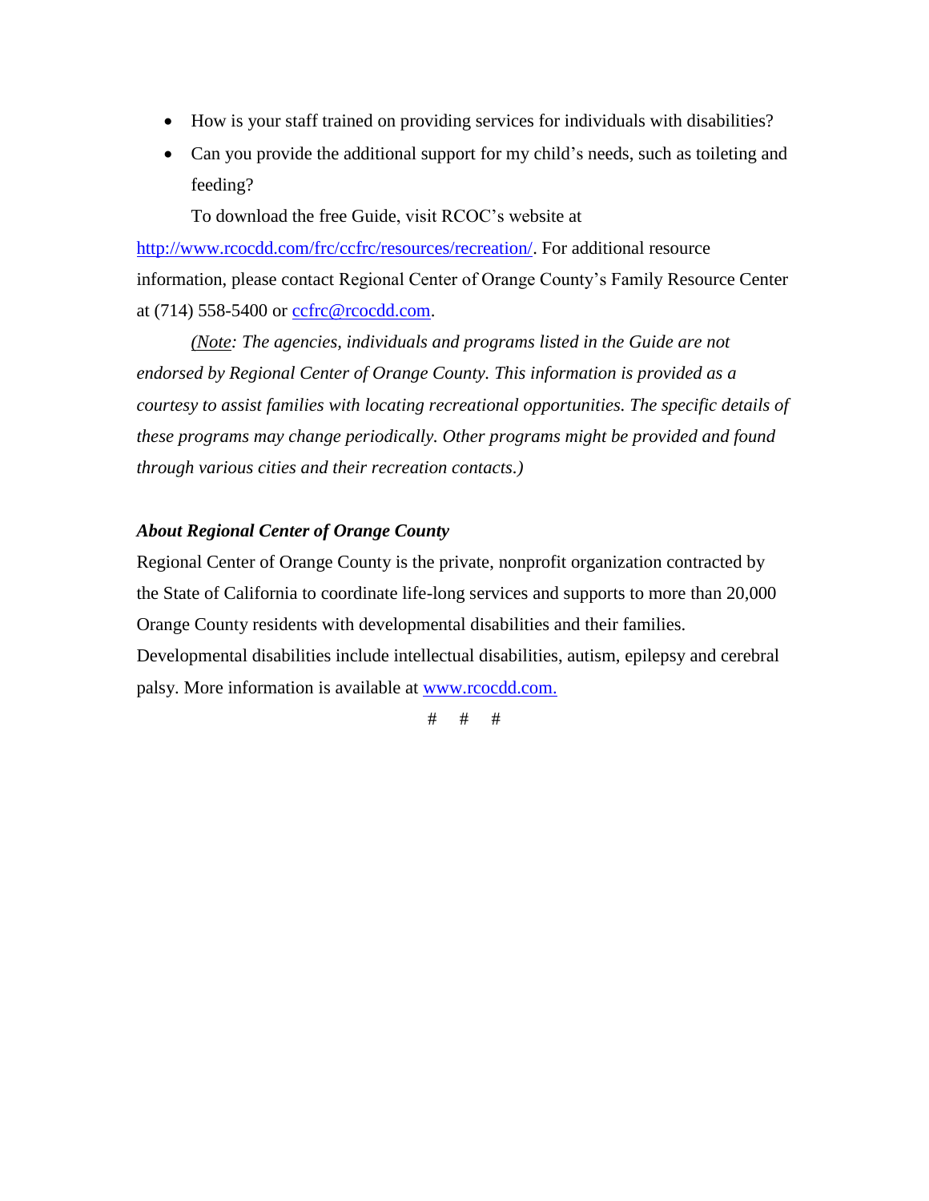- How is your staff trained on providing services for individuals with disabilities?
- Can you provide the additional support for my child's needs, such as toileting and feeding?

To download the free Guide, visit RCOC's website at http://www.rcocdd.com/frc/ccfrc/resources/recreation/. For additional resource information, please contact Regional Center of Orange County's Family Resource Center at (714) 558-5400 or ccfrc@rcocdd.com.

*(Note: The agencies, individuals and programs listed in the Guide are not endorsed by Regional Center of Orange County. This information is provided as a courtesy to assist families with locating recreational opportunities. The specific details of these programs may change periodically. Other programs might be provided and found through various cities and their recreation contacts.)*

***About Regional Center of Orange County***

Regional Center of Orange County is the private, nonprofit organization contracted by the State of California to coordinate life-long services and supports to more than 20,000 Orange County residents with developmental disabilities and their families. Developmental disabilities include intellectual disabilities, autism, epilepsy and cerebral palsy. More information is available at www.rcocdd.com.

\# # #